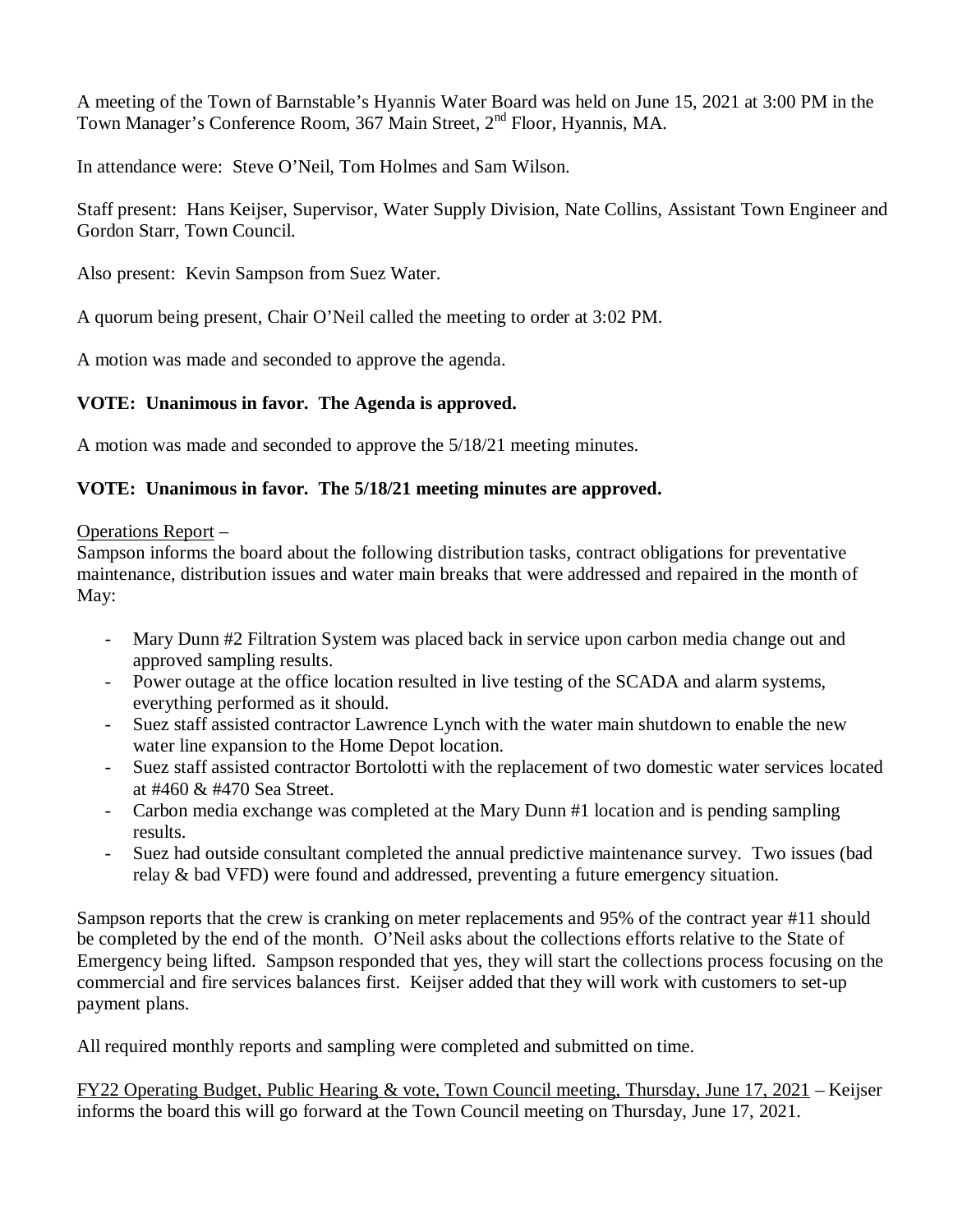A meeting of the Town of Barnstable's Hyannis Water Board was held on June 15, 2021 at 3:00 PM in the Town Manager's Conference Room, 367 Main Street, 2nd Floor, Hyannis, MA.

In attendance were: Steve O'Neil, Tom Holmes and Sam Wilson.

Staff present: Hans Keijser, Supervisor, Water Supply Division, Nate Collins, Assistant Town Engineer and Gordon Starr, Town Council.

Also present: Kevin Sampson from Suez Water.

A quorum being present, Chair O'Neil called the meeting to order at 3:02 PM.

A motion was made and seconded to approve the agenda.

**VOTE: Unanimous in favor. The Agenda is approved.**

A motion was made and seconded to approve the 5/18/21 meeting minutes.

**VOTE: Unanimous in favor. The 5/18/21 meeting minutes are approved.**

<u>Operations Report</u> –
Sampson informs the board about the following distribution tasks, contract obligations for preventative maintenance, distribution issues and water main breaks that were addressed and repaired in the month of May:

- Mary Dunn #2 Filtration System was placed back in service upon carbon media change out and approved sampling results.
- Power outage at the office location resulted in live testing of the SCADA and alarm systems, everything performed as it should.
- Suez staff assisted contractor Lawrence Lynch with the water main shutdown to enable the new water line expansion to the Home Depot location.
- Suez staff assisted contractor Bortolotti with the replacement of two domestic water services located at #460 & #470 Sea Street.
- Carbon media exchange was completed at the Mary Dunn #1 location and is pending sampling results.
- Suez had outside consultant completed the annual predictive maintenance survey. Two issues (bad relay & bad VFD) were found and addressed, preventing a future emergency situation.

Sampson reports that the crew is cranking on meter replacements and 95% of the contract year #11 should be completed by the end of the month. O'Neil asks about the collections efforts relative to the State of Emergency being lifted. Sampson responded that yes, they will start the collections process focusing on the commercial and fire services balances first. Keijser added that they will work with customers to set-up payment plans.

All required monthly reports and sampling were completed and submitted on time.

<u>FY22 Operating Budget, Public Hearing & vote, Town Council meeting, Thursday, June 17, 2021</u> – Keijser informs the board this will go forward at the Town Council meeting on Thursday, June 17, 2021.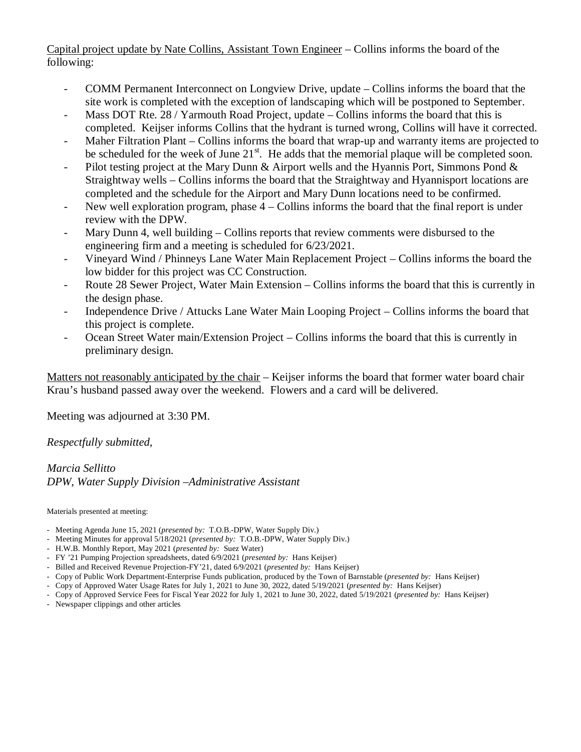Capital project update by Nate Collins, Assistant Town Engineer – Collins informs the board of the following:

- COMM Permanent Interconnect on Longview Drive, update – Collins informs the board that the site work is completed with the exception of landscaping which will be postponed to September.
- Mass DOT Rte. 28 / Yarmouth Road Project, update – Collins informs the board that this is completed. Keijser informs Collins that the hydrant is turned wrong, Collins will have it corrected.
- Maher Filtration Plant – Collins informs the board that wrap-up and warranty items are projected to be scheduled for the week of June 21st. He adds that the memorial plaque will be completed soon.
- Pilot testing project at the Mary Dunn & Airport wells and the Hyannis Port, Simmons Pond & Straightway wells – Collins informs the board that the Straightway and Hyannisport locations are completed and the schedule for the Airport and Mary Dunn locations need to be confirmed.
- New well exploration program, phase 4 – Collins informs the board that the final report is under review with the DPW.
- Mary Dunn 4, well building – Collins reports that review comments were disbursed to the engineering firm and a meeting is scheduled for 6/23/2021.
- Vineyard Wind / Phinneys Lane Water Main Replacement Project – Collins informs the board the low bidder for this project was CC Construction.
- Route 28 Sewer Project, Water Main Extension – Collins informs the board that this is currently in the design phase.
- Independence Drive / Attucks Lane Water Main Looping Project – Collins informs the board that this project is complete.
- Ocean Street Water main/Extension Project – Collins informs the board that this is currently in preliminary design.

Matters not reasonably anticipated by the chair – Keijser informs the board that former water board chair Krau's husband passed away over the weekend. Flowers and a card will be delivered.

Meeting was adjourned at 3:30 PM.

*Respectfully submitted,*

*Marcia Sellitto*
*DPW, Water Supply Division –Administrative Assistant*

Materials presented at meeting:

- Meeting Agenda June 15, 2021 (*presented by:* T.O.B.-DPW, Water Supply Div.)
- Meeting Minutes for approval 5/18/2021 (*presented by:* T.O.B.-DPW, Water Supply Div.)
- H.W.B. Monthly Report, May 2021 (*presented by:* Suez Water)
- FY '21 Pumping Projection spreadsheets, dated 6/9/2021 (*presented by:* Hans Keijser)
- Billed and Received Revenue Projection-FY'21, dated 6/9/2021 (*presented by:* Hans Keijser)
- Copy of Public Work Department-Enterprise Funds publication, produced by the Town of Barnstable (*presented by:* Hans Keijser)
- Copy of Approved Water Usage Rates for July 1, 2021 to June 30, 2022, dated 5/19/2021 (*presented by:* Hans Keijser)
- Copy of Approved Service Fees for Fiscal Year 2022 for July 1, 2021 to June 30, 2022, dated 5/19/2021 (*presented by:* Hans Keijser)
- Newspaper clippings and other articles